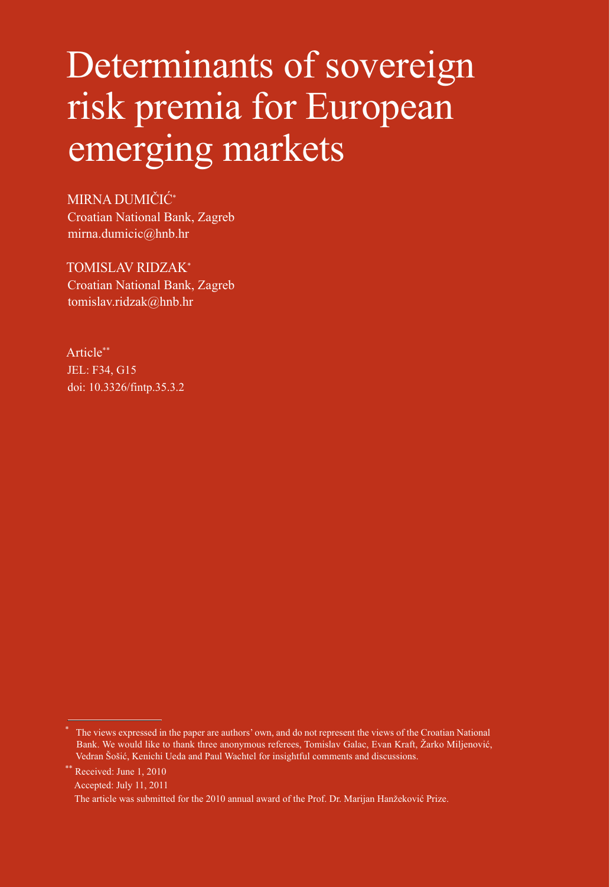# Determinants of sovereign risk premia for European emerging markets

MIRNA DUMIČIĆ*
Croatian National Bank, Zagreb
mirna.dumicic@hnb.hr

TOMISLAV RIDZAK*
Croatian National Bank, Zagreb
tomislav.ridzak@hnb.hr

Article**
JEL: F34, G15
doi: 10.3326/fintp.35.3.2

---

\* The views expressed in the paper are authors' own, and do not represent the views of the Croatian National Bank. We would like to thank three anonymous referees, Tomislav Galac, Evan Kraft, Žarko Miljenović, Vedran Šošić, Kenichi Ueda and Paul Wachtel for insightful comments and discussions.

\*\* Received: June 1, 2010
Accepted: July 11, 2011
The article was submitted for the 2010 annual award of the Prof. Dr. Marijan Hanžeković Prize.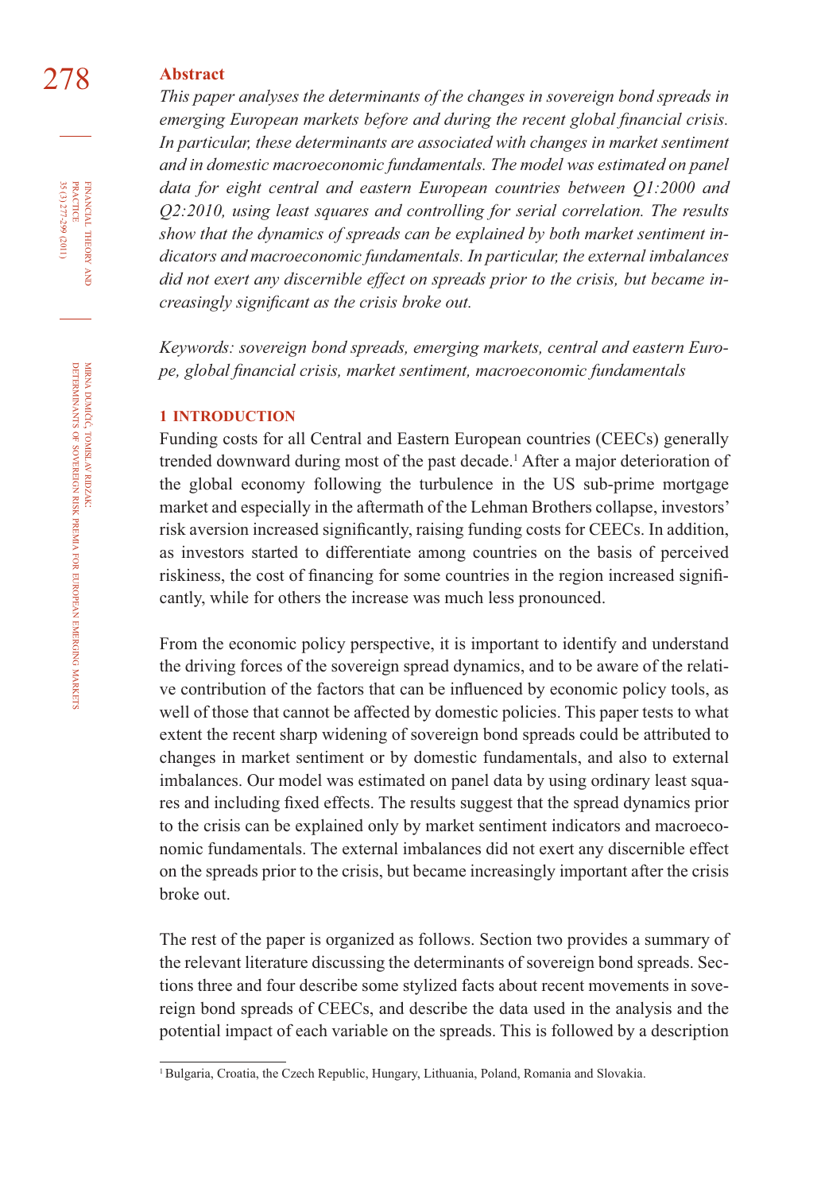## Abstract

*This paper analyses the determinants of the changes in sovereign bond spreads in emerging European markets before and during the recent global financial crisis. In particular, these determinants are associated with changes in market sentiment and in domestic macroeconomic fundamentals. The model was estimated on panel data for eight central and eastern European countries between Q1:2000 and Q2:2010, using least squares and controlling for serial correlation. The results show that the dynamics of spreads can be explained by both market sentiment indicators and macroeconomic fundamentals. In particular, the external imbalances did not exert any discernible effect on spreads prior to the crisis, but became increasingly significant as the crisis broke out.*

*Keywords: sovereign bond spreads, emerging markets, central and eastern Europe, global financial crisis, market sentiment, macroeconomic fundamentals*

## 1 INTRODUCTION

Funding costs for all Central and Eastern European countries (CEECs) generally trended downward during most of the past decade.[1] After a major deterioration of the global economy following the turbulence in the US sub-prime mortgage market and especially in the aftermath of the Lehman Brothers collapse, investors' risk aversion increased significantly, raising funding costs for CEECs. In addition, as investors started to differentiate among countries on the basis of perceived riskiness, the cost of financing for some countries in the region increased significantly, while for others the increase was much less pronounced.

From the economic policy perspective, it is important to identify and understand the driving forces of the sovereign spread dynamics, and to be aware of the relative contribution of the factors that can be influenced by economic policy tools, as well of those that cannot be affected by domestic policies. This paper tests to what extent the recent sharp widening of sovereign bond spreads could be attributed to changes in market sentiment or by domestic fundamentals, and also to external imbalances. Our model was estimated on panel data by using ordinary least squares and including fixed effects. The results suggest that the spread dynamics prior to the crisis can be explained only by market sentiment indicators and macroeconomic fundamentals. The external imbalances did not exert any discernible effect on the spreads prior to the crisis, but became increasingly important after the crisis broke out.

The rest of the paper is organized as follows. Section two provides a summary of the relevant literature discussing the determinants of sovereign bond spreads. Sections three and four describe some stylized facts about recent movements in sovereign bond spreads of CEECs, and describe the data used in the analysis and the potential impact of each variable on the spreads. This is followed by a description

[1] Bulgaria, Croatia, the Czech Republic, Hungary, Lithuania, Poland, Romania and Slovakia.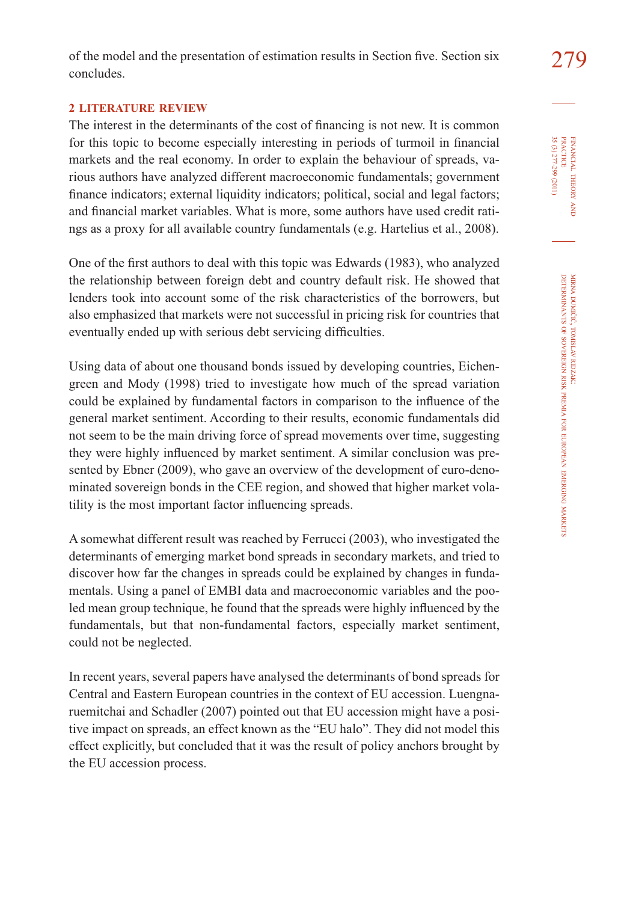of the model and the presentation of estimation results in Section five. Section six concludes.

## 2 LITERATURE REVIEW

The interest in the determinants of the cost of financing is not new. It is common for this topic to become especially interesting in periods of turmoil in financial markets and the real economy. In order to explain the behaviour of spreads, various authors have analyzed different macroeconomic fundamentals; government finance indicators; external liquidity indicators; political, social and legal factors; and financial market variables. What is more, some authors have used credit ratings as a proxy for all available country fundamentals (e.g. Hartelius et al., 2008).

One of the first authors to deal with this topic was Edwards (1983), who analyzed the relationship between foreign debt and country default risk. He showed that lenders took into account some of the risk characteristics of the borrowers, but also emphasized that markets were not successful in pricing risk for countries that eventually ended up with serious debt servicing difficulties.

Using data of about one thousand bonds issued by developing countries, Eichengreen and Mody (1998) tried to investigate how much of the spread variation could be explained by fundamental factors in comparison to the influence of the general market sentiment. According to their results, economic fundamentals did not seem to be the main driving force of spread movements over time, suggesting they were highly influenced by market sentiment. A similar conclusion was presented by Ebner (2009), who gave an overview of the development of euro-denominated sovereign bonds in the CEE region, and showed that higher market volatility is the most important factor influencing spreads.

A somewhat different result was reached by Ferrucci (2003), who investigated the determinants of emerging market bond spreads in secondary markets, and tried to discover how far the changes in spreads could be explained by changes in fundamentals. Using a panel of EMBI data and macroeconomic variables and the pooled mean group technique, he found that the spreads were highly influenced by the fundamentals, but that non-fundamental factors, especially market sentiment, could not be neglected.

In recent years, several papers have analysed the determinants of bond spreads for Central and Eastern European countries in the context of EU accession. Luengnaruemitchai and Schadler (2007) pointed out that EU accession might have a positive impact on spreads, an effect known as the "EU halo". They did not model this effect explicitly, but concluded that it was the result of policy anchors brought by the EU accession process.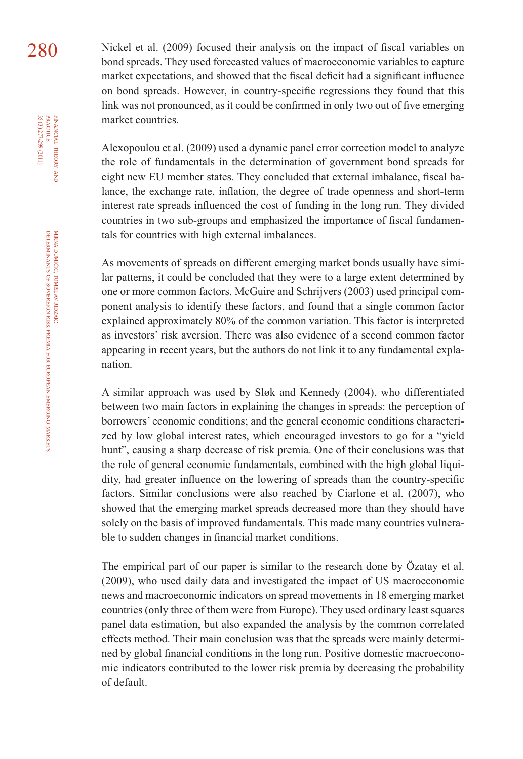Nickel et al. (2009) focused their analysis on the impact of fiscal variables on bond spreads. They used forecasted values of macroeconomic variables to capture market expectations, and showed that the fiscal deficit had a significant influence on bond spreads. However, in country-specific regressions they found that this link was not pronounced, as it could be confirmed in only two out of five emerging market countries.

Alexopoulou et al. (2009) used a dynamic panel error correction model to analyze the role of fundamentals in the determination of government bond spreads for eight new EU member states. They concluded that external imbalance, fiscal balance, the exchange rate, inflation, the degree of trade openness and short-term interest rate spreads influenced the cost of funding in the long run. They divided countries in two sub-groups and emphasized the importance of fiscal fundamentals for countries with high external imbalances.

As movements of spreads on different emerging market bonds usually have similar patterns, it could be concluded that they were to a large extent determined by one or more common factors. McGuire and Schrijvers (2003) used principal component analysis to identify these factors, and found that a single common factor explained approximately 80% of the common variation. This factor is interpreted as investors' risk aversion. There was also evidence of a second common factor appearing in recent years, but the authors do not link it to any fundamental explanation.

A similar approach was used by Sløk and Kennedy (2004), who differentiated between two main factors in explaining the changes in spreads: the perception of borrowers' economic conditions; and the general economic conditions characterized by low global interest rates, which encouraged investors to go for a "yield hunt", causing a sharp decrease of risk premia. One of their conclusions was that the role of general economic fundamentals, combined with the high global liquidity, had greater influence on the lowering of spreads than the country-specific factors. Similar conclusions were also reached by Ciarlone et al. (2007), who showed that the emerging market spreads decreased more than they should have solely on the basis of improved fundamentals. This made many countries vulnerable to sudden changes in financial market conditions.

The empirical part of our paper is similar to the research done by Özatay et al. (2009), who used daily data and investigated the impact of US macroeconomic news and macroeconomic indicators on spread movements in 18 emerging market countries (only three of them were from Europe). They used ordinary least squares panel data estimation, but also expanded the analysis by the common correlated effects method. Their main conclusion was that the spreads were mainly determined by global financial conditions in the long run. Positive domestic macroeconomic indicators contributed to the lower risk premia by decreasing the probability of default.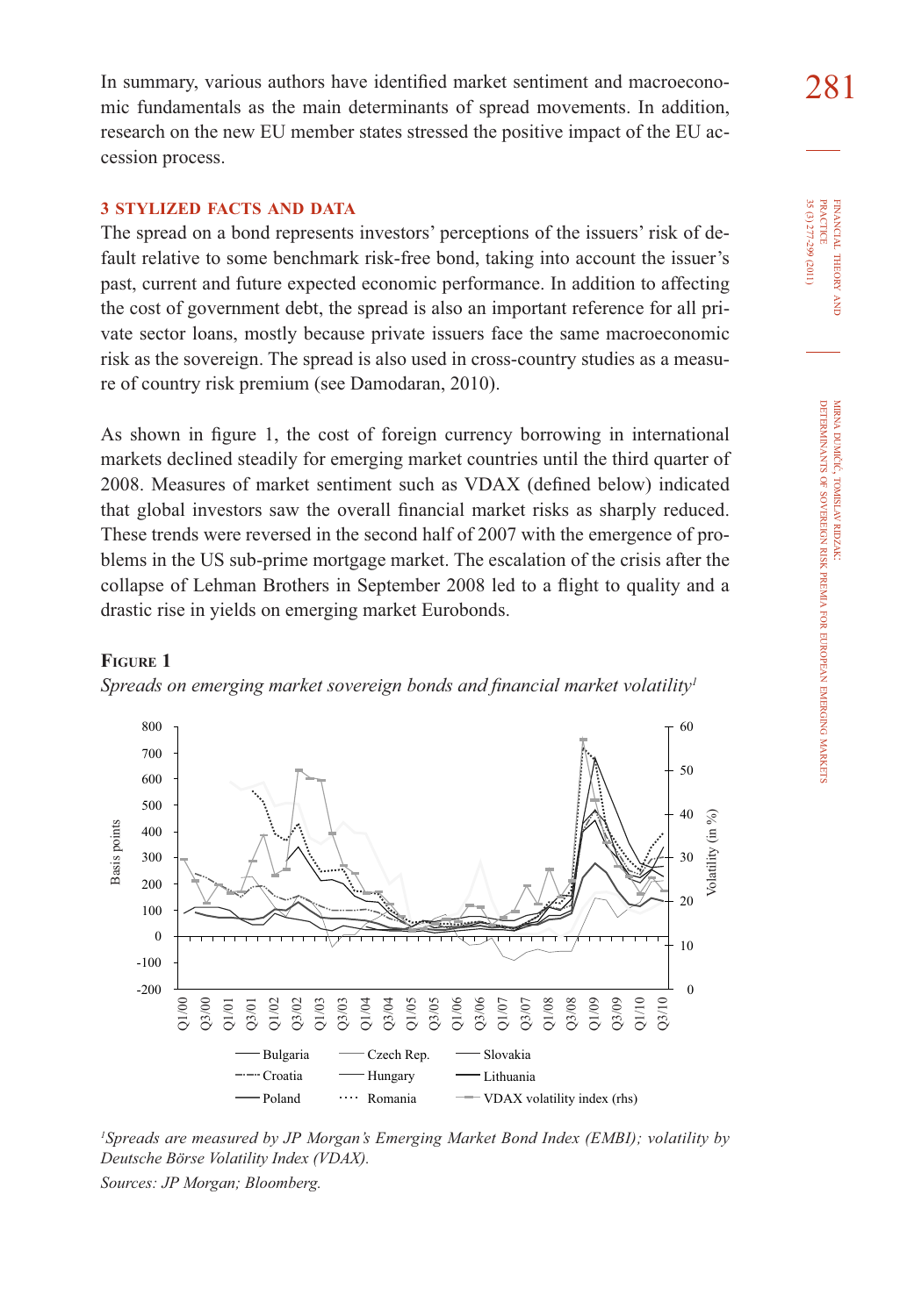In summary, various authors have identified market sentiment and macroeconomic fundamentals as the main determinants of spread movements. In addition, research on the new EU member states stressed the positive impact of the EU accession process.

## 3 STYLIZED FACTS AND DATA

The spread on a bond represents investors' perceptions of the issuers' risk of default relative to some benchmark risk-free bond, taking into account the issuer's past, current and future expected economic performance. In addition to affecting the cost of government debt, the spread is also an important reference for all private sector loans, mostly because private issuers face the same macroeconomic risk as the sovereign. The spread is also used in cross-country studies as a measure of country risk premium (see Damodaran, 2010).

As shown in figure 1, the cost of foreign currency borrowing in international markets declined steadily for emerging market countries until the third quarter of 2008. Measures of market sentiment such as VDAX (defined below) indicated that global investors saw the overall financial market risks as sharply reduced. These trends were reversed in the second half of 2007 with the emergence of problems in the US sub-prime mortgage market. The escalation of the crisis after the collapse of Lehman Brothers in September 2008 led to a flight to quality and a drastic rise in yields on emerging market Eurobonds.

**FIGURE 1**

*Spreads on emerging market sovereign bonds and financial market volatility*[1]

[1] *Spreads are measured by JP Morgan's Emerging Market Bond Index (EMBI); volatility by Deutsche Börse Volatility Index (VDAX).*

*Sources: JP Morgan; Bloomberg.*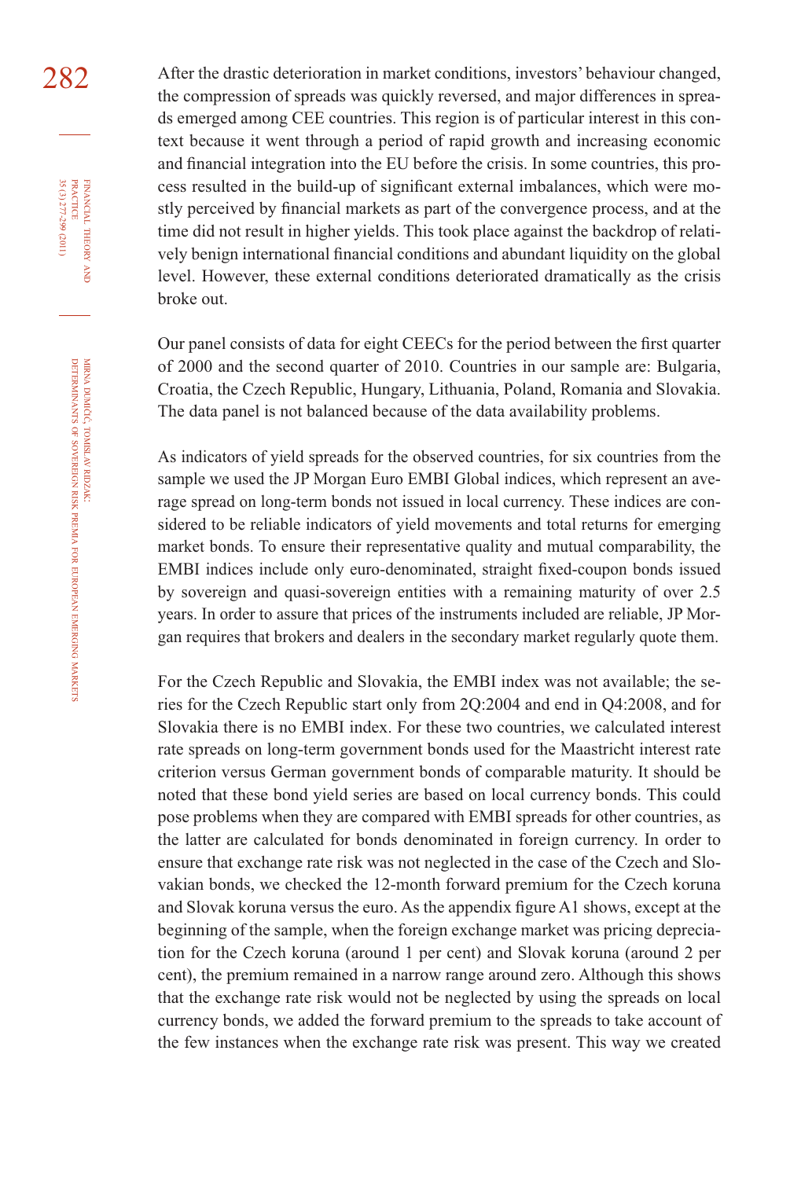After the drastic deterioration in market conditions, investors' behaviour changed, the compression of spreads was quickly reversed, and major differences in spreads emerged among CEE countries. This region is of particular interest in this context because it went through a period of rapid growth and increasing economic and financial integration into the EU before the crisis. In some countries, this process resulted in the build-up of significant external imbalances, which were mostly perceived by financial markets as part of the convergence process, and at the time did not result in higher yields. This took place against the backdrop of relatively benign international financial conditions and abundant liquidity on the global level. However, these external conditions deteriorated dramatically as the crisis broke out.

Our panel consists of data for eight CEECs for the period between the first quarter of 2000 and the second quarter of 2010. Countries in our sample are: Bulgaria, Croatia, the Czech Republic, Hungary, Lithuania, Poland, Romania and Slovakia. The data panel is not balanced because of the data availability problems.

As indicators of yield spreads for the observed countries, for six countries from the sample we used the JP Morgan Euro EMBI Global indices, which represent an average spread on long-term bonds not issued in local currency. These indices are considered to be reliable indicators of yield movements and total returns for emerging market bonds. To ensure their representative quality and mutual comparability, the EMBI indices include only euro-denominated, straight fixed-coupon bonds issued by sovereign and quasi-sovereign entities with a remaining maturity of over 2.5 years. In order to assure that prices of the instruments included are reliable, JP Morgan requires that brokers and dealers in the secondary market regularly quote them.

For the Czech Republic and Slovakia, the EMBI index was not available; the series for the Czech Republic start only from 2Q:2004 and end in Q4:2008, and for Slovakia there is no EMBI index. For these two countries, we calculated interest rate spreads on long-term government bonds used for the Maastricht interest rate criterion versus German government bonds of comparable maturity. It should be noted that these bond yield series are based on local currency bonds. This could pose problems when they are compared with EMBI spreads for other countries, as the latter are calculated for bonds denominated in foreign currency. In order to ensure that exchange rate risk was not neglected in the case of the Czech and Slovakian bonds, we checked the 12-month forward premium for the Czech koruna and Slovak koruna versus the euro. As the appendix figure A1 shows, except at the beginning of the sample, when the foreign exchange market was pricing depreciation for the Czech koruna (around 1 per cent) and Slovak koruna (around 2 per cent), the premium remained in a narrow range around zero. Although this shows that the exchange rate risk would not be neglected by using the spreads on local currency bonds, we added the forward premium to the spreads to take account of the few instances when the exchange rate risk was present. This way we created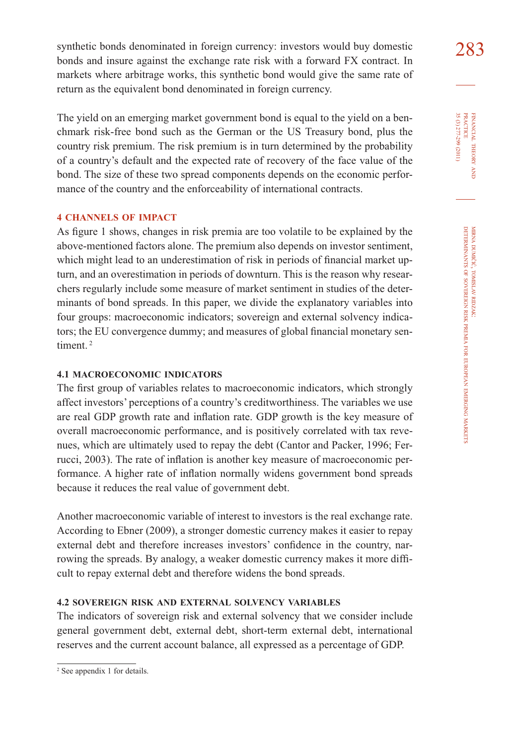synthetic bonds denominated in foreign currency: investors would buy domestic bonds and insure against the exchange rate risk with a forward FX contract. In markets where arbitrage works, this synthetic bond would give the same rate of return as the equivalent bond denominated in foreign currency.

The yield on an emerging market government bond is equal to the yield on a benchmark risk-free bond such as the German or the US Treasury bond, plus the country risk premium. The risk premium is in turn determined by the probability of a country's default and the expected rate of recovery of the face value of the bond. The size of these two spread components depends on the economic performance of the country and the enforceability of international contracts.

## 4 CHANNELS OF IMPACT

As figure 1 shows, changes in risk premia are too volatile to be explained by the above-mentioned factors alone. The premium also depends on investor sentiment, which might lead to an underestimation of risk in periods of financial market upturn, and an overestimation in periods of downturn. This is the reason why researchers regularly include some measure of market sentiment in studies of the determinants of bond spreads. In this paper, we divide the explanatory variables into four groups: macroeconomic indicators; sovereign and external solvency indicators; the EU convergence dummy; and measures of global financial monetary sentiment. [2]

### 4.1 MACROECONOMIC INDICATORS

The first group of variables relates to macroeconomic indicators, which strongly affect investors' perceptions of a country's creditworthiness. The variables we use are real GDP growth rate and inflation rate. GDP growth is the key measure of overall macroeconomic performance, and is positively correlated with tax revenues, which are ultimately used to repay the debt (Cantor and Packer, 1996; Ferrucci, 2003). The rate of inflation is another key measure of macroeconomic performance. A higher rate of inflation normally widens government bond spreads because it reduces the real value of government debt.

Another macroeconomic variable of interest to investors is the real exchange rate. According to Ebner (2009), a stronger domestic currency makes it easier to repay external debt and therefore increases investors' confidence in the country, narrowing the spreads. By analogy, a weaker domestic currency makes it more difficult to repay external debt and therefore widens the bond spreads.

### 4.2 SOVEREIGN RISK AND EXTERNAL SOLVENCY VARIABLES

The indicators of sovereign risk and external solvency that we consider include general government debt, external debt, short-term external debt, international reserves and the current account balance, all expressed as a percentage of GDP.

[2] See appendix 1 for details.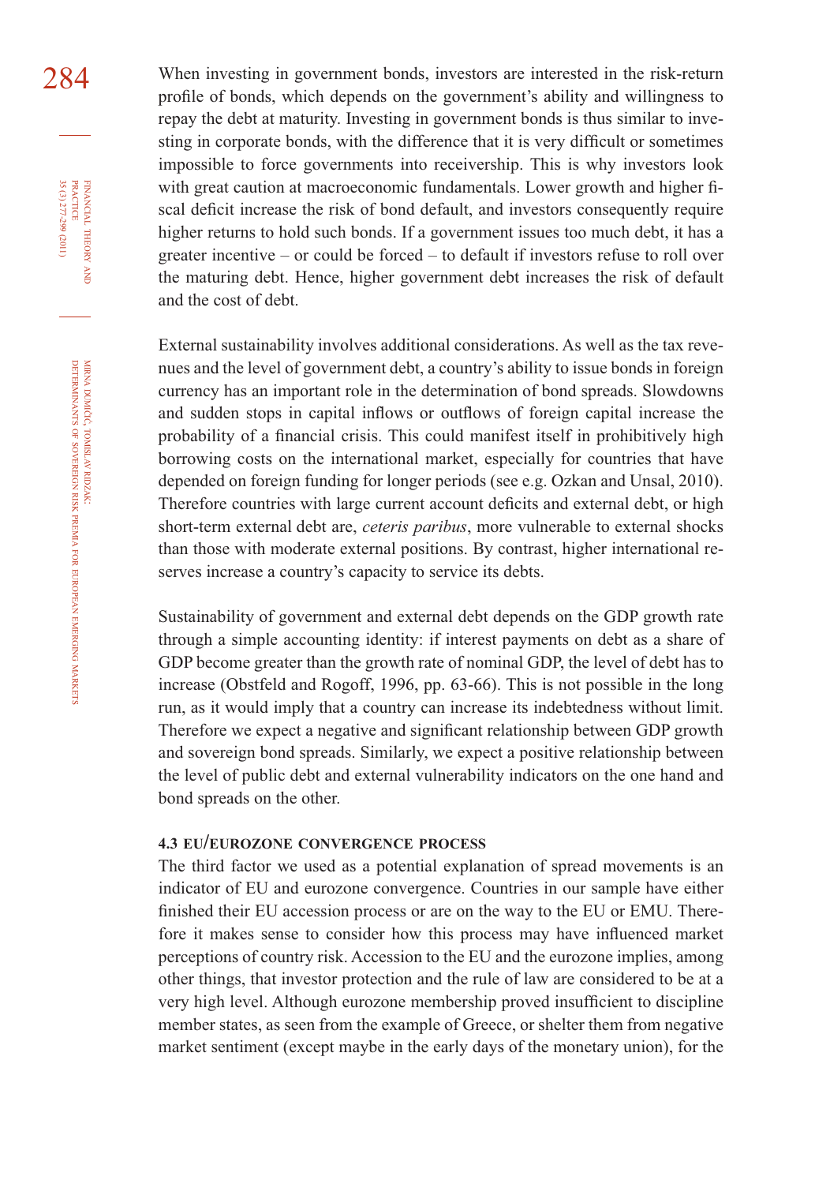When investing in government bonds, investors are interested in the risk-return profile of bonds, which depends on the government's ability and willingness to repay the debt at maturity. Investing in government bonds is thus similar to investing in corporate bonds, with the difference that it is very difficult or sometimes impossible to force governments into receivership. This is why investors look with great caution at macroeconomic fundamentals. Lower growth and higher fiscal deficit increase the risk of bond default, and investors consequently require higher returns to hold such bonds. If a government issues too much debt, it has a greater incentive – or could be forced – to default if investors refuse to roll over the maturing debt. Hence, higher government debt increases the risk of default and the cost of debt.

External sustainability involves additional considerations. As well as the tax revenues and the level of government debt, a country's ability to issue bonds in foreign currency has an important role in the determination of bond spreads. Slowdowns and sudden stops in capital inflows or outflows of foreign capital increase the probability of a financial crisis. This could manifest itself in prohibitively high borrowing costs on the international market, especially for countries that have depended on foreign funding for longer periods (see e.g. Ozkan and Unsal, 2010). Therefore countries with large current account deficits and external debt, or high short-term external debt are, *ceteris paribus*, more vulnerable to external shocks than those with moderate external positions. By contrast, higher international reserves increase a country's capacity to service its debts.

Sustainability of government and external debt depends on the GDP growth rate through a simple accounting identity: if interest payments on debt as a share of GDP become greater than the growth rate of nominal GDP, the level of debt has to increase (Obstfeld and Rogoff, 1996, pp. 63-66). This is not possible in the long run, as it would imply that a country can increase its indebtedness without limit. Therefore we expect a negative and significant relationship between GDP growth and sovereign bond spreads. Similarly, we expect a positive relationship between the level of public debt and external vulnerability indicators on the one hand and bond spreads on the other.

### 4.3 EU/EUROZONE CONVERGENCE PROCESS

The third factor we used as a potential explanation of spread movements is an indicator of EU and eurozone convergence. Countries in our sample have either finished their EU accession process or are on the way to the EU or EMU. Therefore it makes sense to consider how this process may have influenced market perceptions of country risk. Accession to the EU and the eurozone implies, among other things, that investor protection and the rule of law are considered to be at a very high level. Although eurozone membership proved insufficient to discipline member states, as seen from the example of Greece, or shelter them from negative market sentiment (except maybe in the early days of the monetary union), for the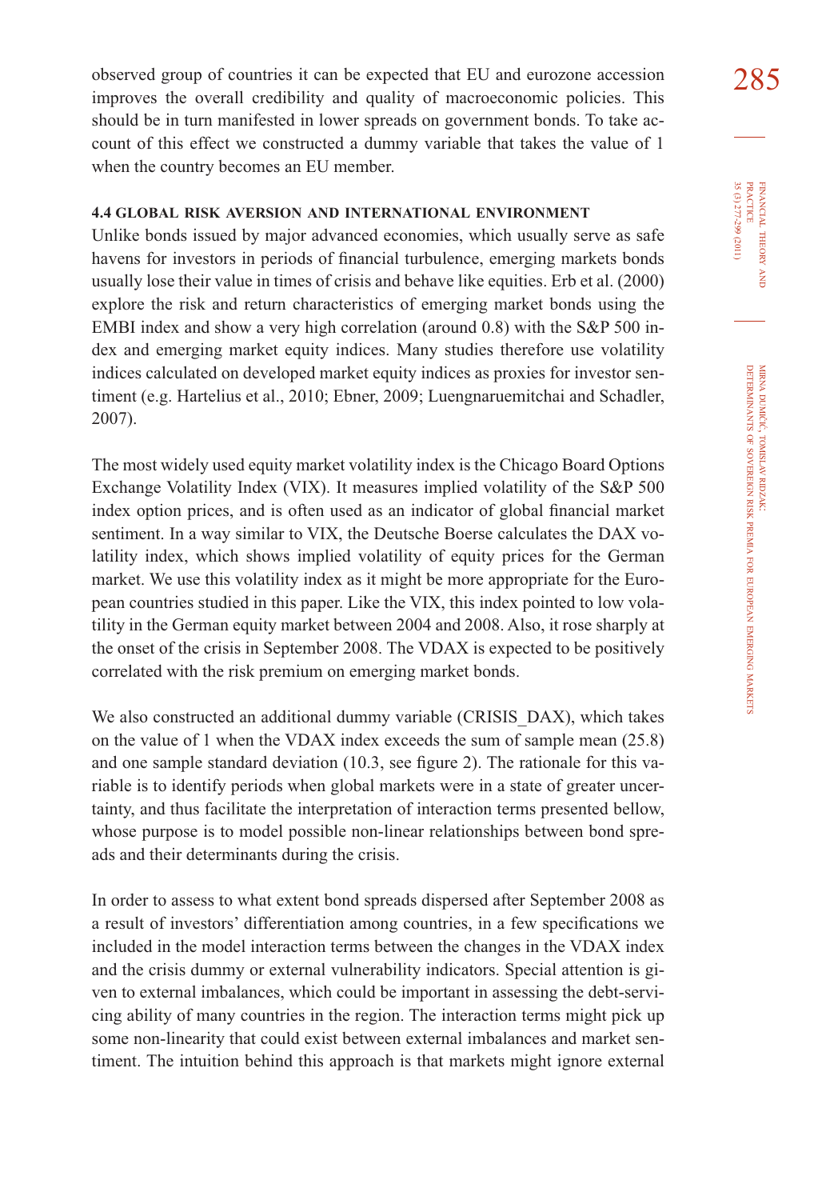observed group of countries it can be expected that EU and eurozone accession improves the overall credibility and quality of macroeconomic policies. This should be in turn manifested in lower spreads on government bonds. To take account of this effect we constructed a dummy variable that takes the value of 1 when the country becomes an EU member.

### 4.4 GLOBAL RISK AVERSION AND INTERNATIONAL ENVIRONMENT

Unlike bonds issued by major advanced economies, which usually serve as safe havens for investors in periods of financial turbulence, emerging markets bonds usually lose their value in times of crisis and behave like equities. Erb et al. (2000) explore the risk and return characteristics of emerging market bonds using the EMBI index and show a very high correlation (around 0.8) with the S&P 500 index and emerging market equity indices. Many studies therefore use volatility indices calculated on developed market equity indices as proxies for investor sentiment (e.g. Hartelius et al., 2010; Ebner, 2009; Luengnaruemitchai and Schadler, 2007).

The most widely used equity market volatility index is the Chicago Board Options Exchange Volatility Index (VIX). It measures implied volatility of the S&P 500 index option prices, and is often used as an indicator of global financial market sentiment. In a way similar to VIX, the Deutsche Boerse calculates the DAX volatility index, which shows implied volatility of equity prices for the German market. We use this volatility index as it might be more appropriate for the European countries studied in this paper. Like the VIX, this index pointed to low volatility in the German equity market between 2004 and 2008. Also, it rose sharply at the onset of the crisis in September 2008. The VDAX is expected to be positively correlated with the risk premium on emerging market bonds.

We also constructed an additional dummy variable (CRISIS_DAX), which takes on the value of 1 when the VDAX index exceeds the sum of sample mean (25.8) and one sample standard deviation (10.3, see figure 2). The rationale for this variable is to identify periods when global markets were in a state of greater uncertainty, and thus facilitate the interpretation of interaction terms presented bellow, whose purpose is to model possible non-linear relationships between bond spreads and their determinants during the crisis.

In order to assess to what extent bond spreads dispersed after September 2008 as a result of investors' differentiation among countries, in a few specifications we included in the model interaction terms between the changes in the VDAX index and the crisis dummy or external vulnerability indicators. Special attention is given to external imbalances, which could be important in assessing the debt-servicing ability of many countries in the region. The interaction terms might pick up some non-linearity that could exist between external imbalances and market sentiment. The intuition behind this approach is that markets might ignore external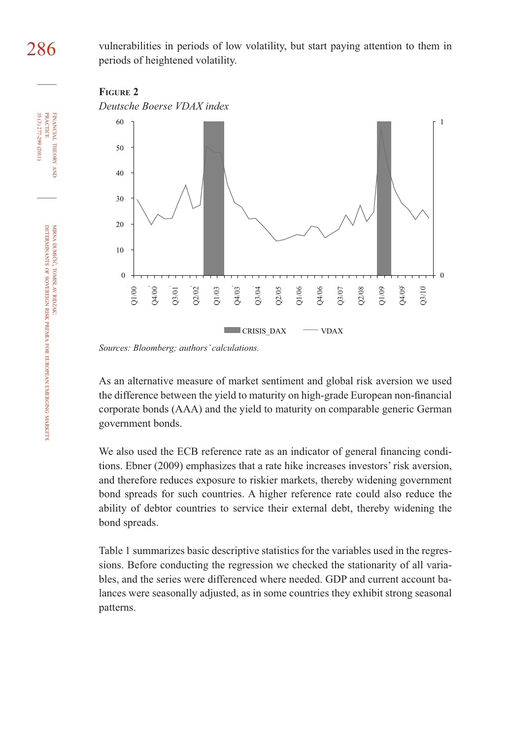vulnerabilities in periods of low volatility, but start paying attention to them in periods of heightened volatility.

**Figure 2**

*Deutsche Boerse VDAX index*

*Sources: Bloomberg; authors' calculations.*

As an alternative measure of market sentiment and global risk aversion we used the difference between the yield to maturity on high-grade European non-financial corporate bonds (AAA) and the yield to maturity on comparable generic German government bonds.

We also used the ECB reference rate as an indicator of general financing conditions. Ebner (2009) emphasizes that a rate hike increases investors' risk aversion, and therefore reduces exposure to riskier markets, thereby widening government bond spreads for such countries. A higher reference rate could also reduce the ability of debtor countries to service their external debt, thereby widening the bond spreads.

Table 1 summarizes basic descriptive statistics for the variables used in the regressions. Before conducting the regression we checked the stationarity of all variables, and the series were differenced where needed. GDP and current account balances were seasonally adjusted, as in some countries they exhibit strong seasonal patterns.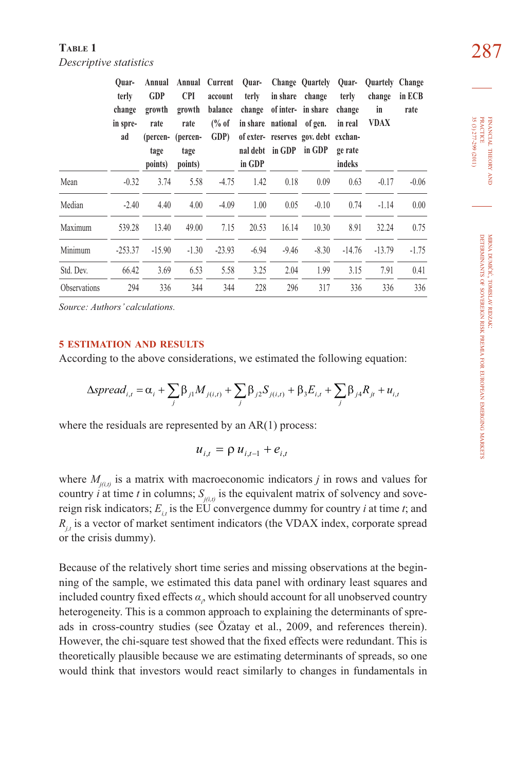**Table 1**
*Descriptive statistics*

| | Quarterly change in spread | Annual GDP growth rate (percentage points) | Annual CPI growth rate (percentage points) | Current account balance (% of GDP) | Quarterly change in share of external debt in GDP | Change in share of international reserves in GDP | Quartely change in share of gen. gov. debt in GDP | Quarterly change in real exchange rate indeks | Quartely change in VDAX | Change in ECB rate |
|---|---|---|---|---|---|---|---|---|---|---|
| Mean | -0.32 | 3.74 | 5.58 | -4.75 | 1.42 | 0.18 | 0.09 | 0.63 | -0.17 | -0.06 |
| Median | -2.40 | 4.40 | 4.00 | -4.09 | 1.00 | 0.05 | -0.10 | 0.74 | -1.14 | 0.00 |
| Maximum | 539.28 | 13.40 | 49.00 | 7.15 | 20.53 | 16.14 | 10.30 | 8.91 | 32.24 | 0.75 |
| Minimum | -253.37 | -15.90 | -1.30 | -23.93 | -6.94 | -9.46 | -8.30 | -14.76 | -13.79 | -1.75 |
| Std. Dev. | 66.42 | 3.69 | 6.53 | 5.58 | 3.25 | 2.04 | 1.99 | 3.15 | 7.91 | 0.41 |
| Observations | 294 | 336 | 344 | 344 | 228 | 296 | 317 | 336 | 336 | 336 |

*Source: Authors' calculations.*

## 5 ESTIMATION AND RESULTS

According to the above considerations, we estimated the following equation:

$$\Delta spread_{i,t} = \alpha_i + \sum_j \beta_{j1} M_{j(i,t)} + \sum_j \beta_{j2} S_{j(i,t)} + \beta_3 E_{i,t} + \sum_j \beta_{j4} R_{jt} + u_{i,t}$$

where the residuals are represented by an AR(1) process:

$$u_{i,t} = \rho \, u_{i,t-1} + e_{i,t}$$

where $M_{j(i,t)}$ is a matrix with macroeconomic indicators $j$ in rows and values for country $i$ at time $t$ in columns; $S_{j(i,t)}$ is the equivalent matrix of solvency and sovereign risk indicators; $E_{i,t}$ is the EU convergence dummy for country $i$ at time $t$; and $R_{j,t}$ is a vector of market sentiment indicators (the VDAX index, corporate spread or the crisis dummy).

Because of the relatively short time series and missing observations at the beginning of the sample, we estimated this data panel with ordinary least squares and included country fixed effects $\alpha_i$, which should account for all unobserved country heterogeneity. This is a common approach to explaining the determinants of spreads in cross-country studies (see Özatay et al., 2009, and references therein). However, the chi-square test showed that the fixed effects were redundant. This is theoretically plausible because we are estimating determinants of spreads, so one would think that investors would react similarly to changes in fundamentals in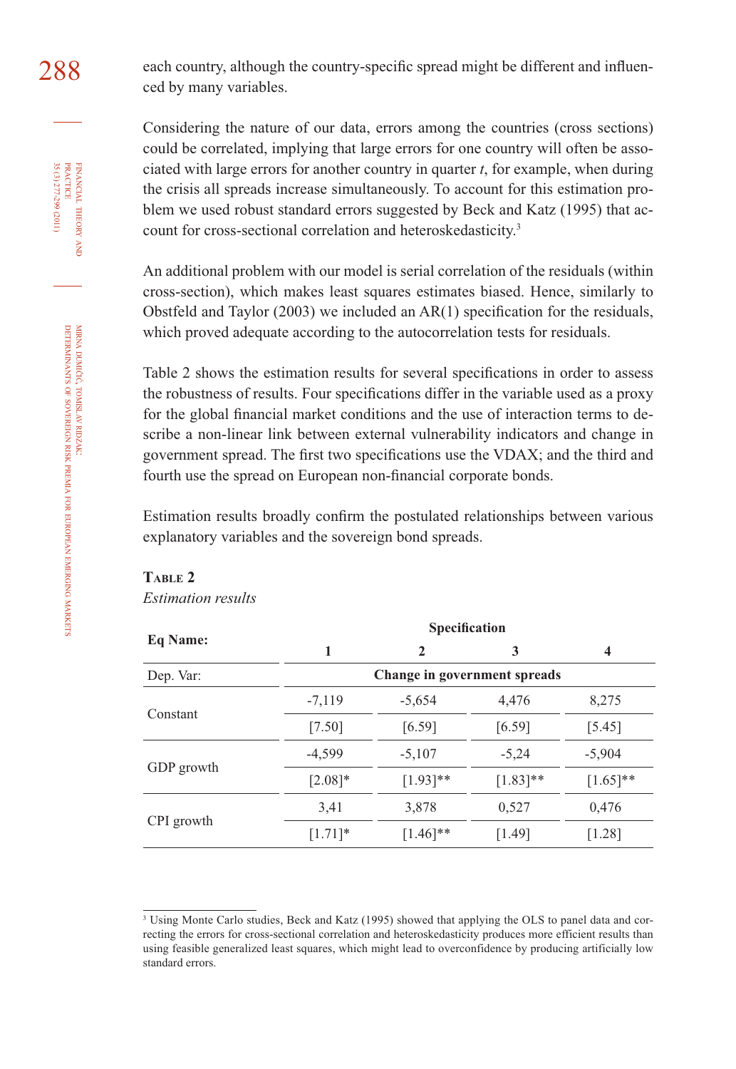each country, although the country-specific spread might be different and influenced by many variables.

Considering the nature of our data, errors among the countries (cross sections) could be correlated, implying that large errors for one country will often be associated with large errors for another country in quarter *t*, for example, when during the crisis all spreads increase simultaneously. To account for this estimation problem we used robust standard errors suggested by Beck and Katz (1995) that account for cross-sectional correlation and heteroskedasticity.[3]

An additional problem with our model is serial correlation of the residuals (within cross-section), which makes least squares estimates biased. Hence, similarly to Obstfeld and Taylor (2003) we included an AR(1) specification for the residuals, which proved adequate according to the autocorrelation tests for residuals.

Table 2 shows the estimation results for several specifications in order to assess the robustness of results. Four specifications differ in the variable used as a proxy for the global financial market conditions and the use of interaction terms to describe a non-linear link between external vulnerability indicators and change in government spread. The first two specifications use the VDAX; and the third and fourth use the spread on European non-financial corporate bonds.

Estimation results broadly confirm the postulated relationships between various explanatory variables and the sovereign bond spreads.

**Table 2**
*Estimation results*

| Eq Name: | Specification | | | |
|---|---|---|---|---|
| | **1** | **2** | **3** | **4** |
| Dep. Var: | **Change in government spreads** | | | |
| Constant | -7,119 | -5,654 | 4,476 | 8,275 |
| | [7.50] | [6.59] | [6.59] | [5.45] |
| GDP growth | -4,599 | -5,107 | -5,24 | -5,904 |
| | [2.08]* | [1.93]** | [1.83]** | [1.65]** |
| CPI growth | 3,41 | 3,878 | 0,527 | 0,476 |
| | [1.71]* | [1.46]** | [1.49] | [1.28] |

[3] Using Monte Carlo studies, Beck and Katz (1995) showed that applying the OLS to panel data and correcting the errors for cross-sectional correlation and heteroskedasticity produces more efficient results than using feasible generalized least squares, which might lead to overconfidence by producing artificially low standard errors.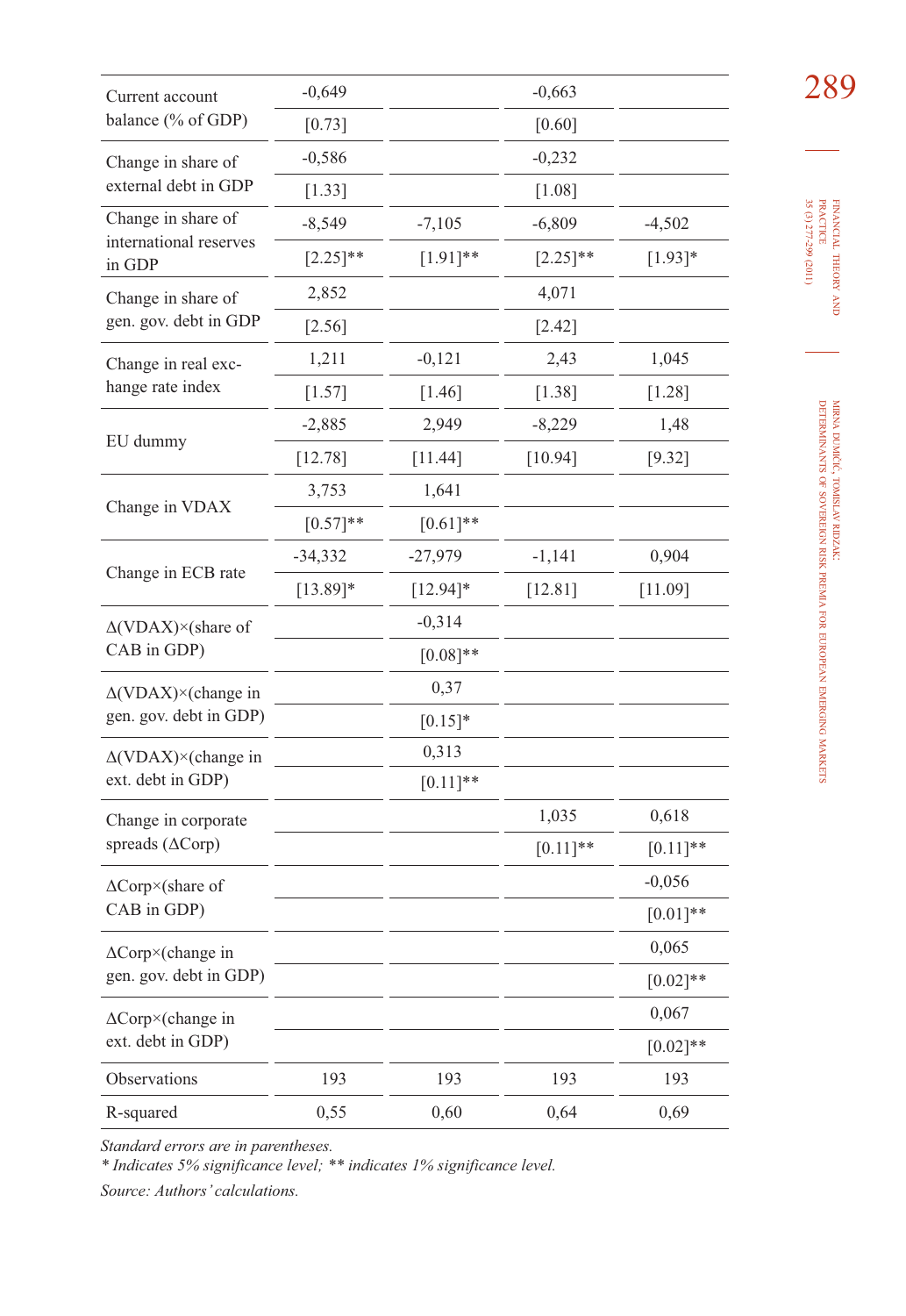| | | | | |
|---|---|---|---|---|
| Current account balance (% of GDP) | -0,649 | | -0,663 | |
| | [0.73] | | [0.60] | |
| Change in share of external debt in GDP | -0,586 | | -0,232 | |
| | [1.33] | | [1.08] | |
| Change in share of international reserves in GDP | -8,549 | -7,105 | -6,809 | -4,502 |
| | [2.25]** | [1.91]** | [2.25]** | [1.93]* |
| Change in share of gen. gov. debt in GDP | 2,852 | | 4,071 | |
| | [2.56] | | [2.42] | |
| Change in real exchange rate index | 1,211 | -0,121 | 2,43 | 1,045 |
| | [1.57] | [1.46] | [1.38] | [1.28] |
| EU dummy | -2,885 | 2,949 | -8,229 | 1,48 |
| | [12.78] | [11.44] | [10.94] | [9.32] |
| Change in VDAX | 3,753 | 1,641 | | |
| | [0.57]** | [0.61]** | | |
| Change in ECB rate | -34,332 | -27,979 | -1,141 | 0,904 |
| | [13.89]* | [12.94]* | [12.81] | [11.09] |
| Δ(VDAX)×(share of CAB in GDP) | | -0,314 | | |
| | | [0.08]** | | |
| Δ(VDAX)×(change in gen. gov. debt in GDP) | | 0,37 | | |
| | | [0.15]* | | |
| Δ(VDAX)×(change in ext. debt in GDP) | | 0,313 | | |
| | | [0.11]** | | |
| Change in corporate spreads (ΔCorp) | | | 1,035 | 0,618 |
| | | | [0.11]** | [0.11]** |
| ΔCorp×(share of CAB in GDP) | | | | -0,056 |
| | | | | [0.01]** |
| ΔCorp×(change in gen. gov. debt in GDP) | | | | 0,065 |
| | | | | [0.02]** |
| ΔCorp×(change in ext. debt in GDP) | | | | 0,067 |
| | | | | [0.02]** |
| Observations | 193 | 193 | 193 | 193 |
| R-squared | 0,55 | 0,60 | 0,64 | 0,69 |

*Standard errors are in parentheses.*
*\* Indicates 5% significance level; \*\* indicates 1% significance level.*

*Source: Authors' calculations.*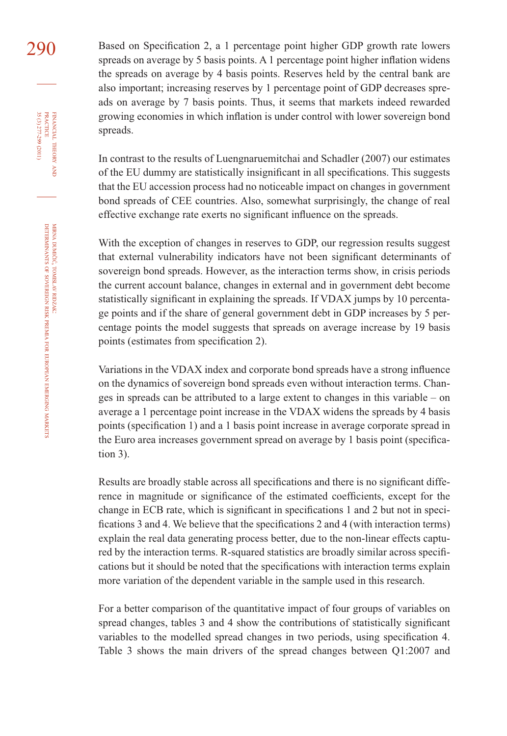Based on Specification 2, a 1 percentage point higher GDP growth rate lowers spreads on average by 5 basis points. A 1 percentage point higher inflation widens the spreads on average by 4 basis points. Reserves held by the central bank are also important; increasing reserves by 1 percentage point of GDP decreases spreads on average by 7 basis points. Thus, it seems that markets indeed rewarded growing economies in which inflation is under control with lower sovereign bond spreads.

In contrast to the results of Luengnaruemitchai and Schadler (2007) our estimates of the EU dummy are statistically insignificant in all specifications. This suggests that the EU accession process had no noticeable impact on changes in government bond spreads of CEE countries. Also, somewhat surprisingly, the change of real effective exchange rate exerts no significant influence on the spreads.

With the exception of changes in reserves to GDP, our regression results suggest that external vulnerability indicators have not been significant determinants of sovereign bond spreads. However, as the interaction terms show, in crisis periods the current account balance, changes in external and in government debt become statistically significant in explaining the spreads. If VDAX jumps by 10 percentage points and if the share of general government debt in GDP increases by 5 percentage points the model suggests that spreads on average increase by 19 basis points (estimates from specification 2).

Variations in the VDAX index and corporate bond spreads have a strong influence on the dynamics of sovereign bond spreads even without interaction terms. Changes in spreads can be attributed to a large extent to changes in this variable – on average a 1 percentage point increase in the VDAX widens the spreads by 4 basis points (specification 1) and a 1 basis point increase in average corporate spread in the Euro area increases government spread on average by 1 basis point (specification 3).

Results are broadly stable across all specifications and there is no significant difference in magnitude or significance of the estimated coefficients, except for the change in ECB rate, which is significant in specifications 1 and 2 but not in specifications 3 and 4. We believe that the specifications 2 and 4 (with interaction terms) explain the real data generating process better, due to the non-linear effects captured by the interaction terms. R-squared statistics are broadly similar across specifications but it should be noted that the specifications with interaction terms explain more variation of the dependent variable in the sample used in this research.

For a better comparison of the quantitative impact of four groups of variables on spread changes, tables 3 and 4 show the contributions of statistically significant variables to the modelled spread changes in two periods, using specification 4. Table 3 shows the main drivers of the spread changes between Q1:2007 and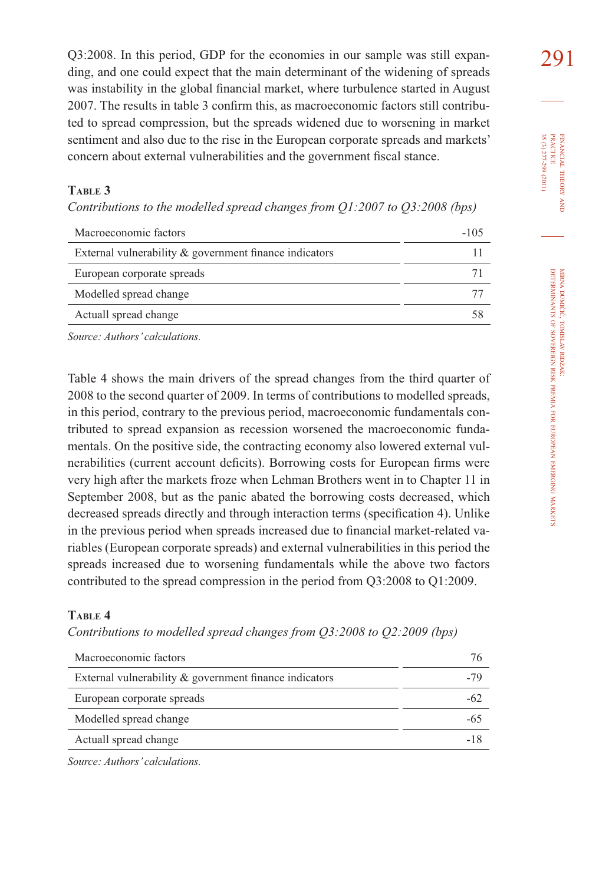Q3:2008. In this period, GDP for the economies in our sample was still expanding, and one could expect that the main determinant of the widening of spreads was instability in the global financial market, where turbulence started in August 2007. The results in table 3 confirm this, as macroeconomic factors still contributed to spread compression, but the spreads widened due to worsening in market sentiment and also due to the rise in the European corporate spreads and markets' concern about external vulnerabilities and the government fiscal stance.

**Table 3**

*Contributions to the modelled spread changes from Q1:2007 to Q3:2008 (bps)*

| | |
|---|---|
| Macroeconomic factors | -105 |
| External vulnerability & government finance indicators | 11 |
| European corporate spreads | 71 |
| Modelled spread change | 77 |
| Actuall spread change | 58 |

*Source: Authors' calculations.*

Table 4 shows the main drivers of the spread changes from the third quarter of 2008 to the second quarter of 2009. In terms of contributions to modelled spreads, in this period, contrary to the previous period, macroeconomic fundamentals contributed to spread expansion as recession worsened the macroeconomic fundamentals. On the positive side, the contracting economy also lowered external vulnerabilities (current account deficits). Borrowing costs for European firms were very high after the markets froze when Lehman Brothers went in to Chapter 11 in September 2008, but as the panic abated the borrowing costs decreased, which decreased spreads directly and through interaction terms (specification 4). Unlike in the previous period when spreads increased due to financial market-related variables (European corporate spreads) and external vulnerabilities in this period the spreads increased due to worsening fundamentals while the above two factors contributed to the spread compression in the period from Q3:2008 to Q1:2009.

**Table 4**

*Contributions to modelled spread changes from Q3:2008 to Q2:2009 (bps)*

| | |
|---|---|
| Macroeconomic factors | 76 |
| External vulnerability & government finance indicators | -79 |
| European corporate spreads | -62 |
| Modelled spread change | -65 |
| Actuall spread change | -18 |

*Source: Authors' calculations.*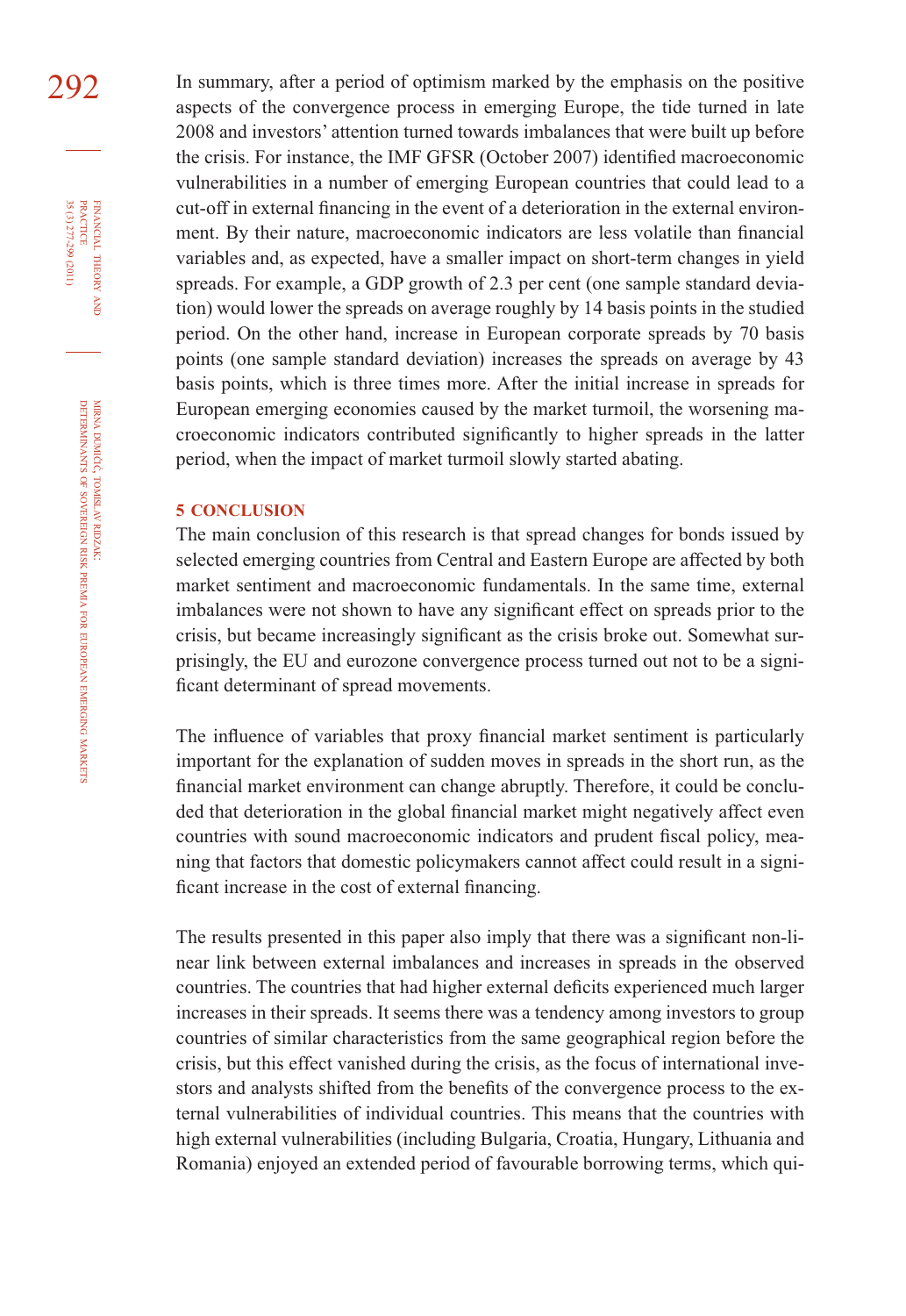In summary, after a period of optimism marked by the emphasis on the positive aspects of the convergence process in emerging Europe, the tide turned in late 2008 and investors' attention turned towards imbalances that were built up before the crisis. For instance, the IMF GFSR (October 2007) identified macroeconomic vulnerabilities in a number of emerging European countries that could lead to a cut-off in external financing in the event of a deterioration in the external environment. By their nature, macroeconomic indicators are less volatile than financial variables and, as expected, have a smaller impact on short-term changes in yield spreads. For example, a GDP growth of 2.3 per cent (one sample standard deviation) would lower the spreads on average roughly by 14 basis points in the studied period. On the other hand, increase in European corporate spreads by 70 basis points (one sample standard deviation) increases the spreads on average by 43 basis points, which is three times more. After the initial increase in spreads for European emerging economies caused by the market turmoil, the worsening macroeconomic indicators contributed significantly to higher spreads in the latter period, when the impact of market turmoil slowly started abating.

## 5 CONCLUSION

The main conclusion of this research is that spread changes for bonds issued by selected emerging countries from Central and Eastern Europe are affected by both market sentiment and macroeconomic fundamentals. In the same time, external imbalances were not shown to have any significant effect on spreads prior to the crisis, but became increasingly significant as the crisis broke out. Somewhat surprisingly, the EU and eurozone convergence process turned out not to be a significant determinant of spread movements.

The influence of variables that proxy financial market sentiment is particularly important for the explanation of sudden moves in spreads in the short run, as the financial market environment can change abruptly. Therefore, it could be concluded that deterioration in the global financial market might negatively affect even countries with sound macroeconomic indicators and prudent fiscal policy, meaning that factors that domestic policymakers cannot affect could result in a significant increase in the cost of external financing.

The results presented in this paper also imply that there was a significant non-linear link between external imbalances and increases in spreads in the observed countries. The countries that had higher external deficits experienced much larger increases in their spreads. It seems there was a tendency among investors to group countries of similar characteristics from the same geographical region before the crisis, but this effect vanished during the crisis, as the focus of international investors and analysts shifted from the benefits of the convergence process to the external vulnerabilities of individual countries. This means that the countries with high external vulnerabilities (including Bulgaria, Croatia, Hungary, Lithuania and Romania) enjoyed an extended period of favourable borrowing terms, which qui-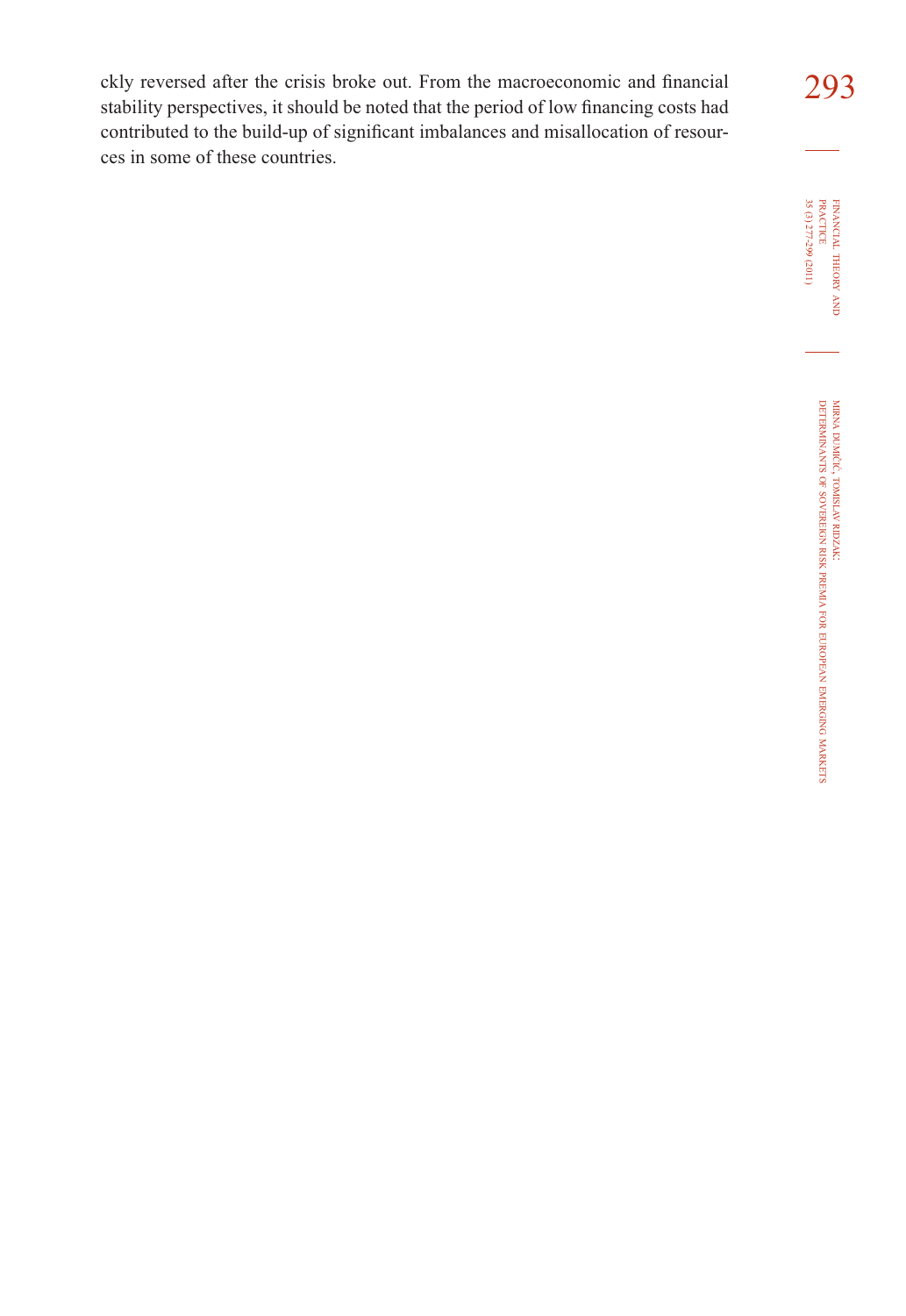ckly reversed after the crisis broke out. From the macroeconomic and financial stability perspectives, it should be noted that the period of low financing costs had contributed to the build-up of significant imbalances and misallocation of resources in some of these countries.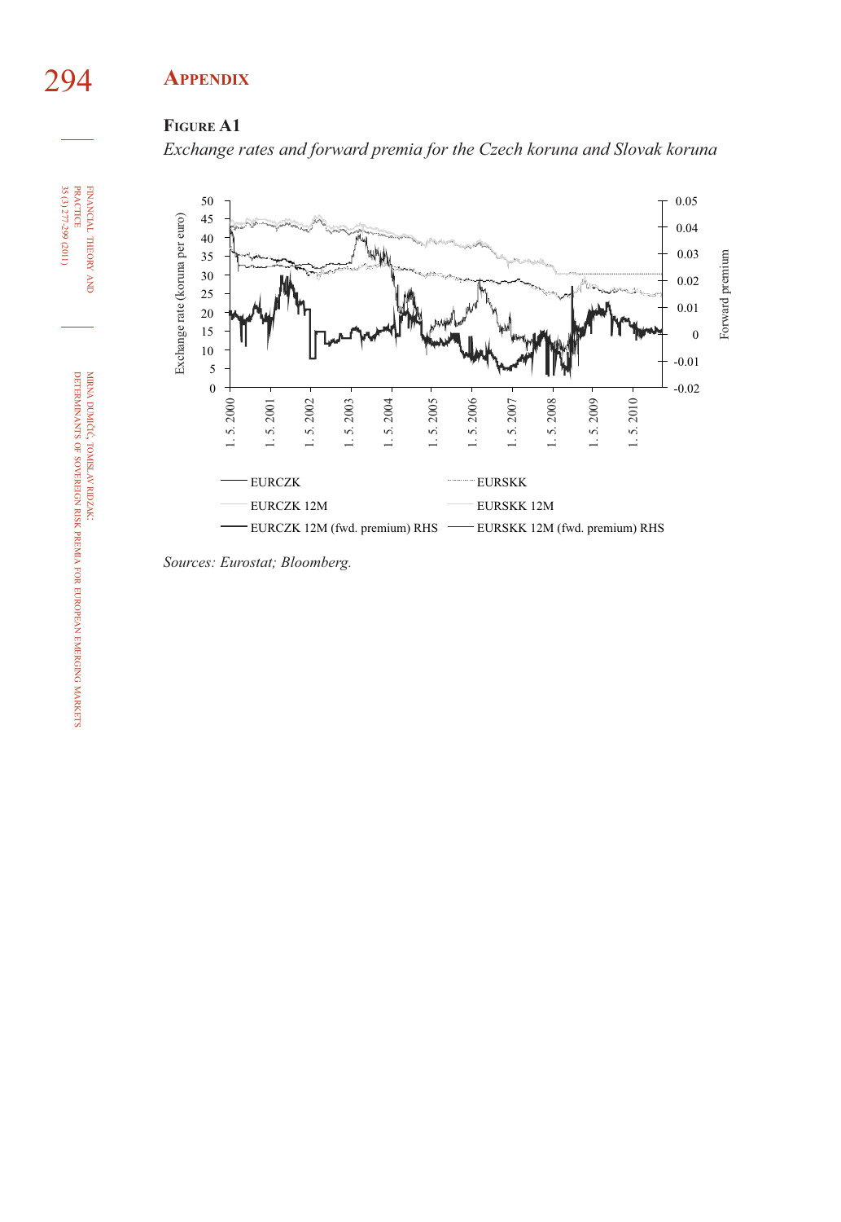## Appendix

**Figure A1**

*Exchange rates and forward premia for the Czech koruna and Slovak koruna*

Exchange rate (koruna per euro)

Forward premium

EURCZK

EURSKK

EURCZK 12M

EURSKK 12M

EURCZK 12M (fwd. premium) RHS

EURSKK 12M (fwd. premium) RHS

*Sources: Eurostat; Bloomberg.*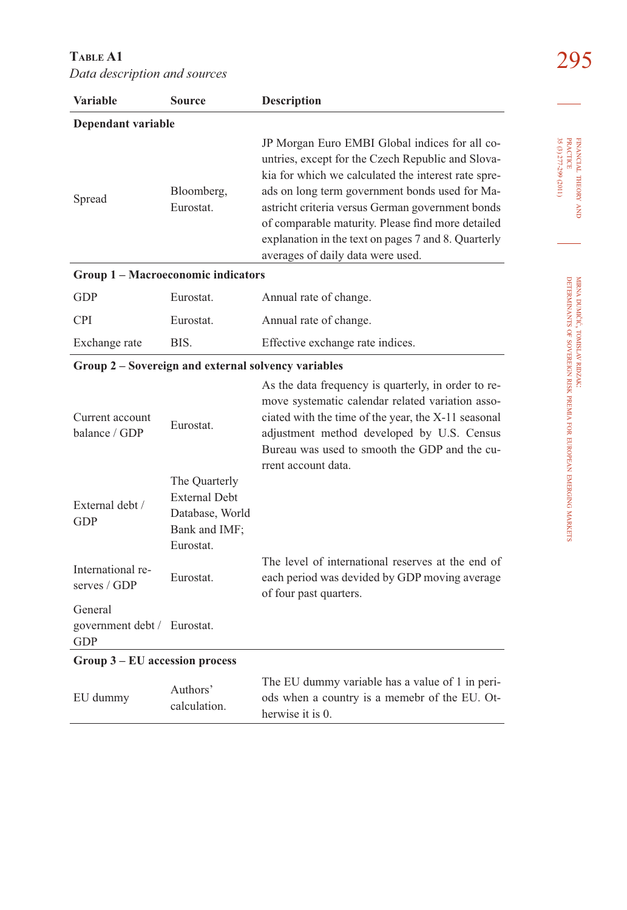**Table A1**

*Data description and sources*

| Variable | Source | Description |
|---|---|---|
| **Dependant variable** | | |
| Spread | Bloomberg, Eurostat. | JP Morgan Euro EMBI Global indices for all countries, except for the Czech Republic and Slovakia for which we calculated the interest rate spreads on long term government bonds used for Maastricht criteria versus German government bonds of comparable maturity. Please find more detailed explanation in the text on pages 7 and 8. Quarterly averages of daily data were used. |
| **Group 1 – Macroeconomic indicators** | | |
| GDP | Eurostat. | Annual rate of change. |
| CPI | Eurostat. | Annual rate of change. |
| Exchange rate | BIS. | Effective exchange rate indices. |
| **Group 2 – Sovereign and external solvency variables** | | |
| Current account balance / GDP | Eurostat. | As the data frequency is quarterly, in order to remove systematic calendar related variation associated with the time of the year, the X-11 seasonal adjustment method developed by U.S. Census Bureau was used to smooth the GDP and the current account data. |
| External debt / GDP | The Quarterly External Debt Database, World Bank and IMF; Eurostat. | |
| International reserves / GDP | Eurostat. | The level of international reserves at the end of each period was devided by GDP moving average of four past quarters. |
| General government debt / GDP | Eurostat. | |
| **Group 3 – EU accession process** | | |
| EU dummy | Authors' calculation. | The EU dummy variable has a value of 1 in periods when a country is a memebr of the EU. Otherwise it is 0. |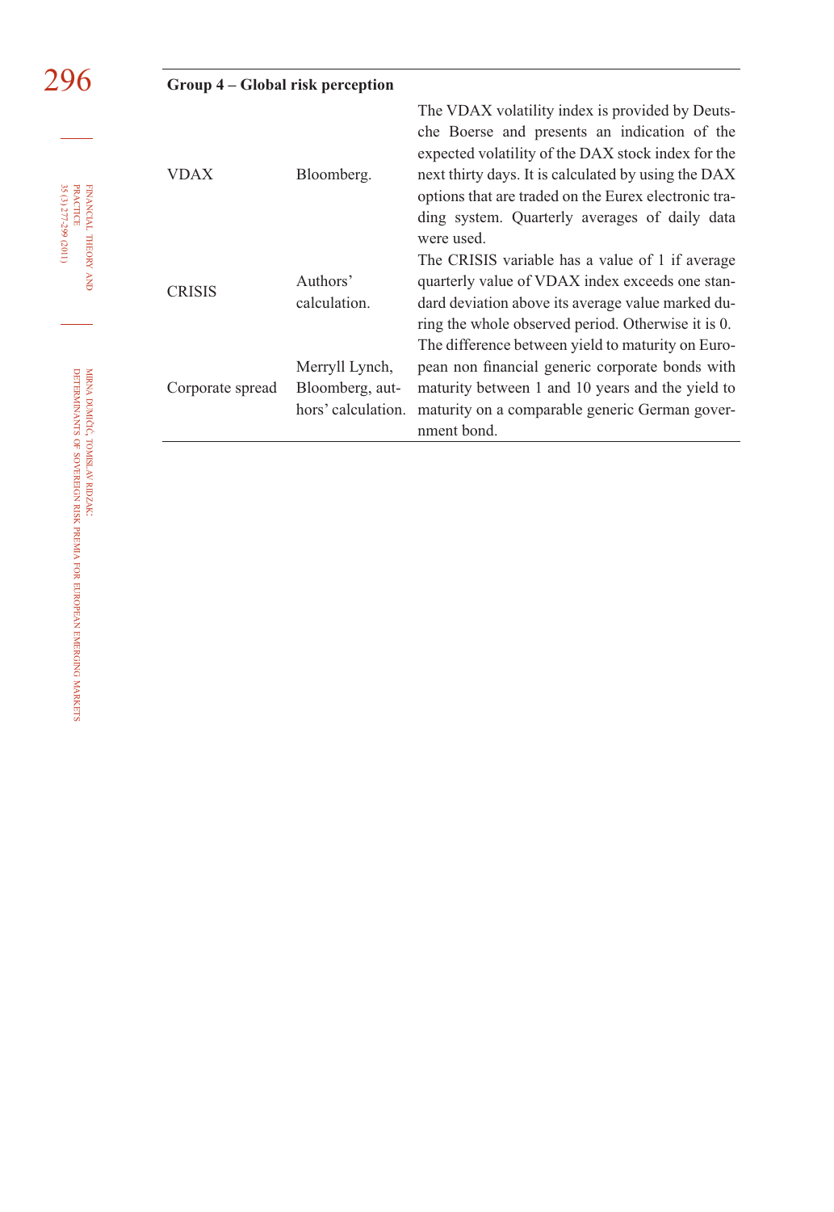| Group 4 – Global risk perception | | |
|---|---|---|
| VDAX | Bloomberg. | The VDAX volatility index is provided by Deutsche Boerse and presents an indication of the expected volatility of the DAX stock index for the next thirty days. It is calculated by using the DAX options that are traded on the Eurex electronic trading system. Quarterly averages of daily data were used. |
| CRISIS | Authors' calculation. | The CRISIS variable has a value of 1 if average quarterly value of VDAX index exceeds one standard deviation above its average value marked during the whole observed period. Otherwise it is 0. |
| Corporate spread | Merryll Lynch, Bloomberg, authors' calculation. | The difference between yield to maturity on European non financial generic corporate bonds with maturity between 1 and 10 years and the yield to maturity on a comparable generic German government bond. |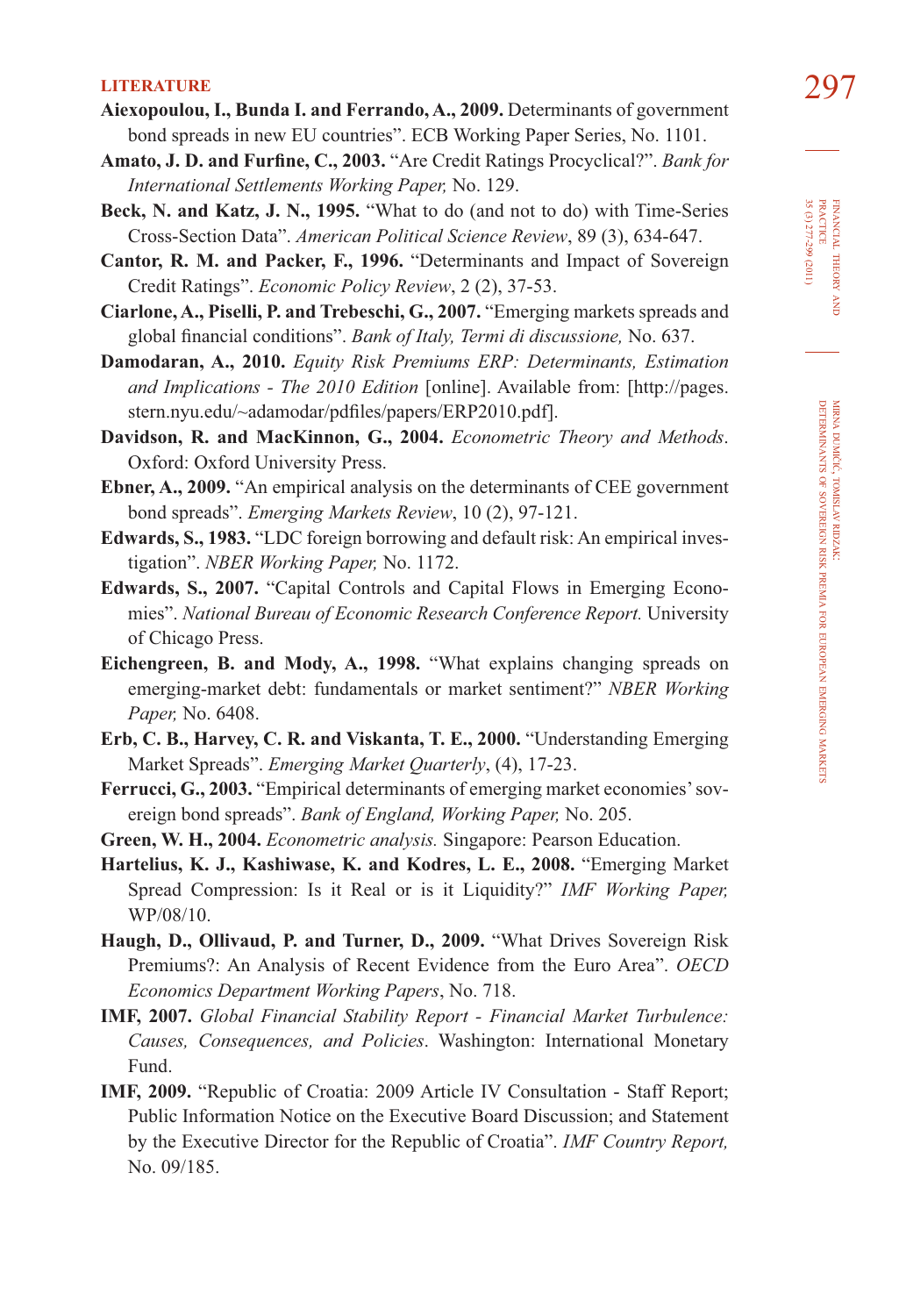## LITERATURE

**Aiexopoulou, I., Bunda I. and Ferrando, A., 2009.** Determinants of government bond spreads in new EU countries". ECB Working Paper Series, No. 1101.

**Amato, J. D. and Furfine, C., 2003.** "Are Credit Ratings Procyclical?". *Bank for International Settlements Working Paper,* No. 129.

**Beck, N. and Katz, J. N., 1995.** "What to do (and not to do) with Time-Series Cross-Section Data". *American Political Science Review*, 89 (3), 634-647.

**Cantor, R. M. and Packer, F., 1996.** "Determinants and Impact of Sovereign Credit Ratings". *Economic Policy Review*, 2 (2), 37-53.

**Ciarlone, A., Piselli, P. and Trebeschi, G., 2007.** "Emerging markets spreads and global financial conditions". *Bank of Italy, Termi di discussione,* No. 637.

**Damodaran, A., 2010.** *Equity Risk Premiums ERP: Determinants, Estimation and Implications - The 2010 Edition* [online]. Available from: [http://pages.stern.nyu.edu/~adamodar/pdfiles/papers/ERP2010.pdf].

**Davidson, R. and MacKinnon, G., 2004.** *Econometric Theory and Methods*. Oxford: Oxford University Press.

**Ebner, A., 2009.** "An empirical analysis on the determinants of CEE government bond spreads". *Emerging Markets Review*, 10 (2), 97-121.

**Edwards, S., 1983.** "LDC foreign borrowing and default risk: An empirical investigation". *NBER Working Paper,* No. 1172.

**Edwards, S., 2007.** "Capital Controls and Capital Flows in Emerging Economies". *National Bureau of Economic Research Conference Report.* University of Chicago Press.

**Eichengreen, B. and Mody, A., 1998.** "What explains changing spreads on emerging-market debt: fundamentals or market sentiment?" *NBER Working Paper,* No. 6408.

**Erb, C. B., Harvey, C. R. and Viskanta, T. E., 2000.** "Understanding Emerging Market Spreads". *Emerging Market Quarterly*, (4), 17-23.

**Ferrucci, G., 2003.** "Empirical determinants of emerging market economies' sovereign bond spreads". *Bank of England, Working Paper,* No. 205.

**Green, W. H., 2004.** *Econometric analysis.* Singapore: Pearson Education.

**Hartelius, K. J., Kashiwase, K. and Kodres, L. E., 2008.** "Emerging Market Spread Compression: Is it Real or is it Liquidity?" *IMF Working Paper,* WP/08/10.

**Haugh, D., Ollivaud, P. and Turner, D., 2009.** "What Drives Sovereign Risk Premiums?: An Analysis of Recent Evidence from the Euro Area". *OECD Economics Department Working Papers*, No. 718.

**IMF, 2007.** *Global Financial Stability Report - Financial Market Turbulence: Causes, Consequences, and Policies*. Washington: International Monetary Fund.

**IMF, 2009.** "Republic of Croatia: 2009 Article IV Consultation - Staff Report; Public Information Notice on the Executive Board Discussion; and Statement by the Executive Director for the Republic of Croatia". *IMF Country Report,* No. 09/185.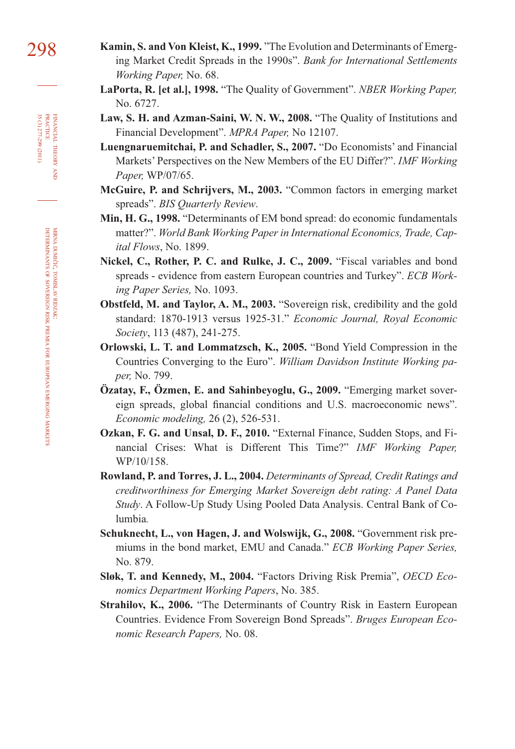**Kamin, S. and Von Kleist, K., 1999.** ”The Evolution and Determinants of Emerging Market Credit Spreads in the 1990s”. *Bank for International Settlements Working Paper,* No. 68.

**LaPorta, R. [et al.], 1998.** “The Quality of Government”. *NBER Working Paper,* No. 6727.

**Law, S. H. and Azman-Saini, W. N. W., 2008.** “The Quality of Institutions and Financial Development”. *MPRA Paper,* No 12107.

**Luengnaruemitchai, P. and Schadler, S., 2007.** “Do Economists’ and Financial Markets’ Perspectives on the New Members of the EU Differ?”. *IMF Working Paper,* WP/07/65.

**McGuire, P. and Schrijvers, M., 2003.** “Common factors in emerging market spreads”. *BIS Quarterly Review*.

**Min, H. G., 1998.** “Determinants of EM bond spread: do economic fundamentals matter?”. *World Bank Working Paper in International Economics, Trade, Capital Flows*, No. 1899.

**Nickel, C., Rother, P. C. and Rulke, J. C., 2009.** “Fiscal variables and bond spreads - evidence from eastern European countries and Turkey”. *ECB Working Paper Series,* No. 1093.

**Obstfeld, M. and Taylor, A. M., 2003.** “Sovereign risk, credibility and the gold standard: 1870-1913 versus 1925-31.” *Economic Journal, Royal Economic Society*, 113 (487), 241-275.

**Orlowski, L. T. and Lommatzsch, K., 2005.** “Bond Yield Compression in the Countries Converging to the Euro”. *William Davidson Institute Working paper,* No. 799.

**Özatay, F., Özmen, E. and Sahinbeyoglu, G., 2009.** “Emerging market sovereign spreads, global financial conditions and U.S. macroeconomic news”. *Economic modeling,* 26 (2), 526-531.

**Ozkan, F. G. and Unsal, D. F., 2010.** “External Finance, Sudden Stops, and Financial Crises: What is Different This Time?” *IMF Working Paper,* WP/10/158.

**Rowland, P. and Torres, J. L., 2004.** *Determinants of Spread, Credit Ratings and creditworthiness for Emerging Market Sovereign debt rating: A Panel Data Study*. A Follow-Up Study Using Pooled Data Analysis. Central Bank of Columbia.

**Schuknecht, L., von Hagen, J. and Wolswijk, G., 2008.** “Government risk premiums in the bond market, EMU and Canada.” *ECB Working Paper Series,* No. 879.

**Sløk, T. and Kennedy, M., 2004.** “Factors Driving Risk Premia”, *OECD Economics Department Working Papers*, No. 385.

**Strahilov, K., 2006.** “The Determinants of Country Risk in Eastern European Countries. Evidence From Sovereign Bond Spreads”. *Bruges European Economic Research Papers,* No. 08.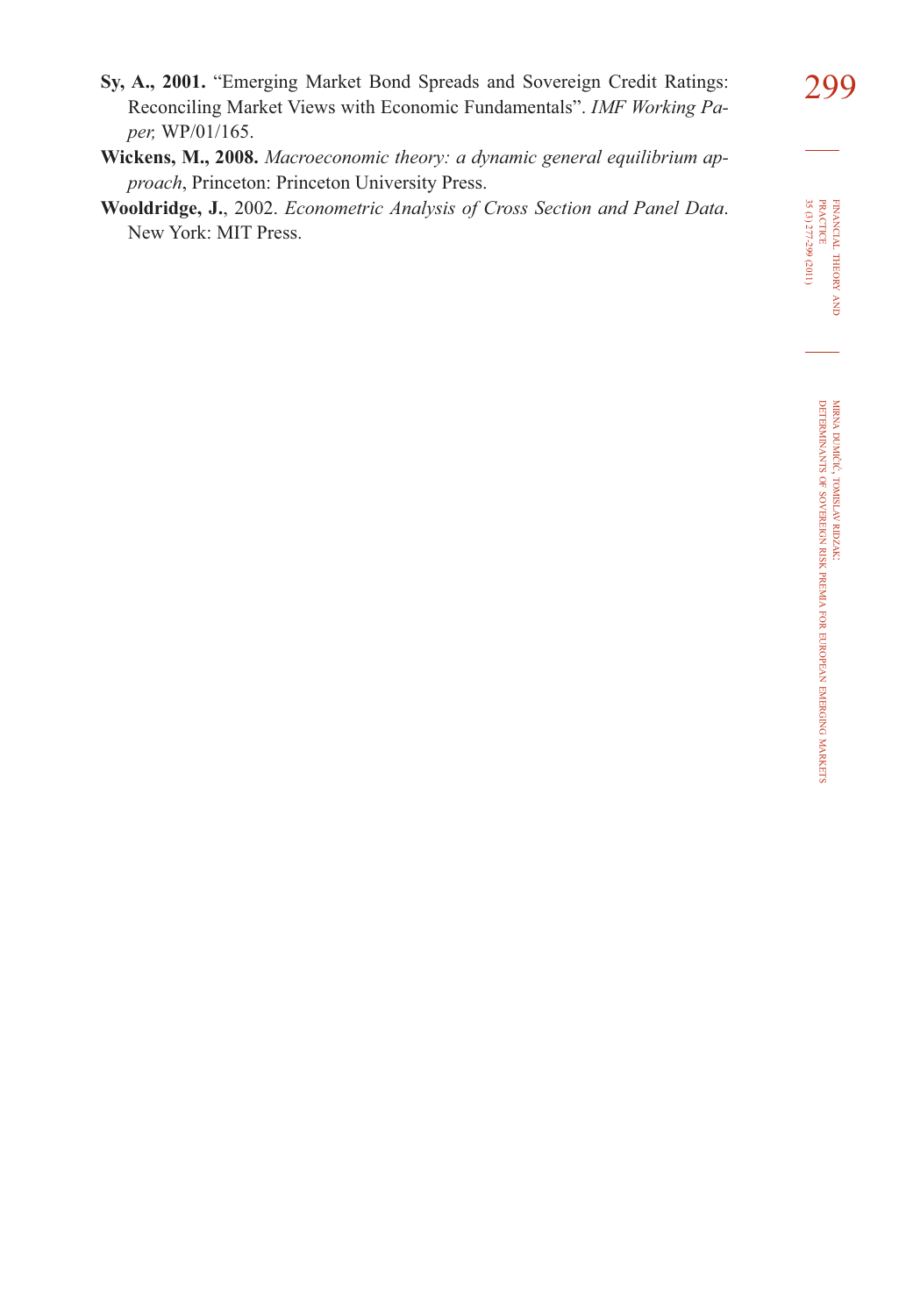**Sy, A., 2001.** "Emerging Market Bond Spreads and Sovereign Credit Ratings: Reconciling Market Views with Economic Fundamentals". *IMF Working Paper,* WP/01/165.

**Wickens, M., 2008.** *Macroeconomic theory: a dynamic general equilibrium approach*, Princeton: Princeton University Press.

**Wooldridge, J.**, 2002. *Econometric Analysis of Cross Section and Panel Data*. New York: MIT Press.